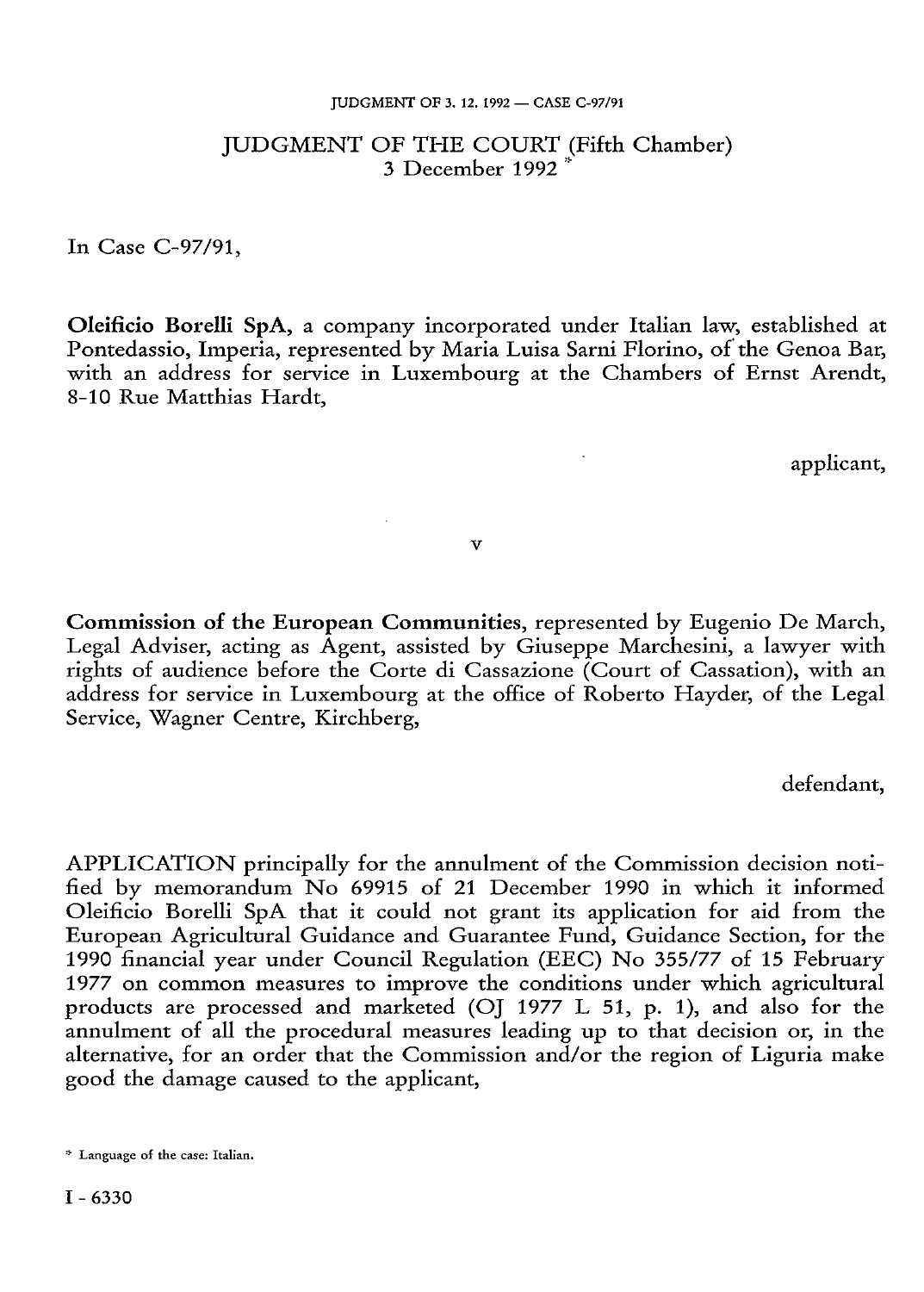# JUDGMENT OF THE COURT (Fifth Chamber)
3 December 1992 *

In Case C-97/91,

**Oleificio Borelli SpA**, a company incorporated under Italian law, established at Pontedassio, Imperia, represented by Maria Luisa Sarni Florino, of the Genoa Bar, with an address for service in Luxembourg at the Chambers of Ernst Arendt, 8-10 Rue Matthias Hardt,

applicant,

v

**Commission of the European Communities**, represented by Eugenio De March, Legal Adviser, acting as Agent, assisted by Giuseppe Marchesini, a lawyer with rights of audience before the Corte di Cassazione (Court of Cassation), with an address for service in Luxembourg at the office of Roberto Hayder, of the Legal Service, Wagner Centre, Kirchberg,

defendant,

APPLICATION principally for the annulment of the Commission decision notified by memorandum No 69915 of 21 December 1990 in which it informed Oleificio Borelli SpA that it could not grant its application for aid from the European Agricultural Guidance and Guarantee Fund, Guidance Section, for the 1990 financial year under Council Regulation (EEC) No 355/77 of 15 February 1977 on common measures to improve the conditions under which agricultural products are processed and marketed (OJ 1977 L 51, p. 1), and also for the annulment of all the procedural measures leading up to that decision or, in the alternative, for an order that the Commission and/or the region of Liguria make good the damage caused to the applicant,

\* Language of the case: Italian.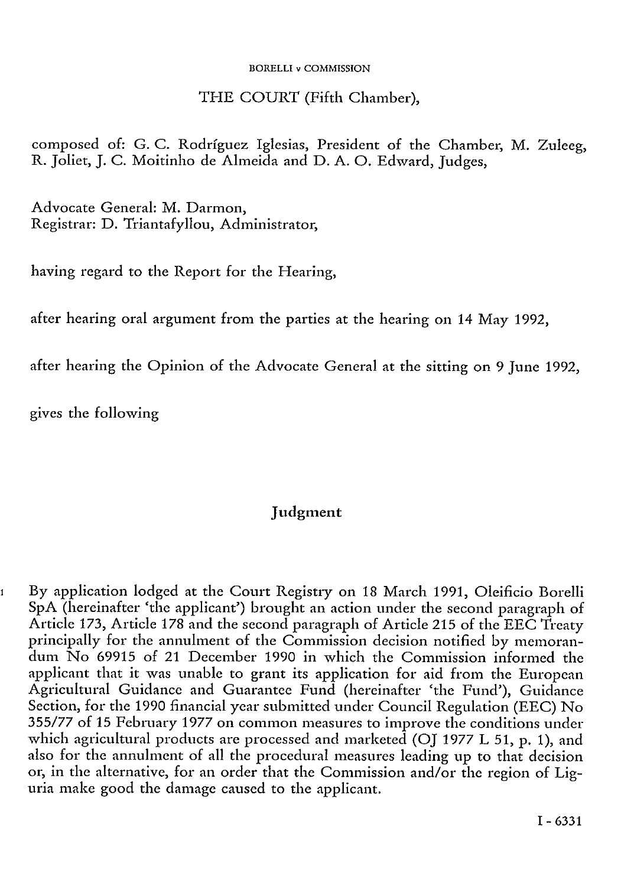THE COURT (Fifth Chamber),

composed of: G. C. Rodríguez Iglesias, President of the Chamber, M. Zuleeg, R. Joliet, J. C. Moitinho de Almeida and D. A. O. Edward, Judges,

Advocate General: M. Darmon,
Registrar: D. Triantafyllou, Administrator,

having regard to the Report for the Hearing,

after hearing oral argument from the parties at the hearing on 14 May 1992,

after hearing the Opinion of the Advocate General at the sitting on 9 June 1992,

gives the following

## Judgment

1 By application lodged at the Court Registry on 18 March 1991, Oleificio Borelli SpA (hereinafter 'the applicant') brought an action under the second paragraph of Article 173, Article 178 and the second paragraph of Article 215 of the EEC Treaty principally for the annulment of the Commission decision notified by memorandum No 69915 of 21 December 1990 in which the Commission informed the applicant that it was unable to grant its application for aid from the European Agricultural Guidance and Guarantee Fund (hereinafter 'the Fund'), Guidance Section, for the 1990 financial year submitted under Council Regulation (EEC) No 355/77 of 15 February 1977 on common measures to improve the conditions under which agricultural products are processed and marketed (OJ 1977 L 51, p. 1), and also for the annulment of all the procedural measures leading up to that decision or, in the alternative, for an order that the Commission and/or the region of Liguria make good the damage caused to the applicant.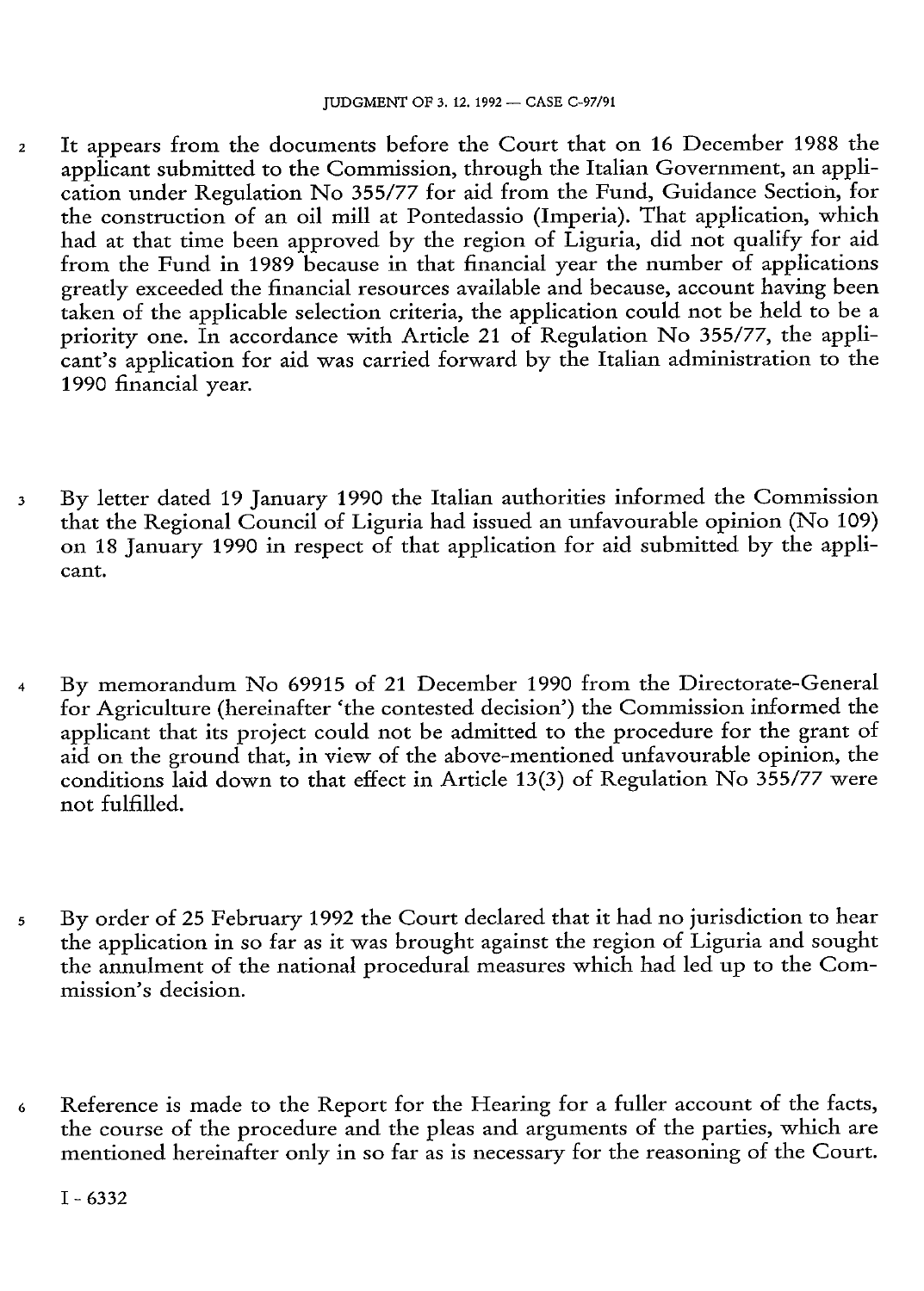2 It appears from the documents before the Court that on 16 December 1988 the applicant submitted to the Commission, through the Italian Government, an application under Regulation No 355/77 for aid from the Fund, Guidance Section, for the construction of an oil mill at Pontedassio (Imperia). That application, which had at that time been approved by the region of Liguria, did not qualify for aid from the Fund in 1989 because in that financial year the number of applications greatly exceeded the financial resources available and because, account having been taken of the applicable selection criteria, the application could not be held to be a priority one. In accordance with Article 21 of Regulation No 355/77, the applicant's application for aid was carried forward by the Italian administration to the 1990 financial year.

3 By letter dated 19 January 1990 the Italian authorities informed the Commission that the Regional Council of Liguria had issued an unfavourable opinion (No 109) on 18 January 1990 in respect of that application for aid submitted by the applicant.

4 By memorandum No 69915 of 21 December 1990 from the Directorate-General for Agriculture (hereinafter 'the contested decision') the Commission informed the applicant that its project could not be admitted to the procedure for the grant of aid on the ground that, in view of the above-mentioned unfavourable opinion, the conditions laid down to that effect in Article 13(3) of Regulation No 355/77 were not fulfilled.

5 By order of 25 February 1992 the Court declared that it had no jurisdiction to hear the application in so far as it was brought against the region of Liguria and sought the annulment of the national procedural measures which had led up to the Commission's decision.

6 Reference is made to the Report for the Hearing for a fuller account of the facts, the course of the procedure and the pleas and arguments of the parties, which are mentioned hereinafter only in so far as is necessary for the reasoning of the Court.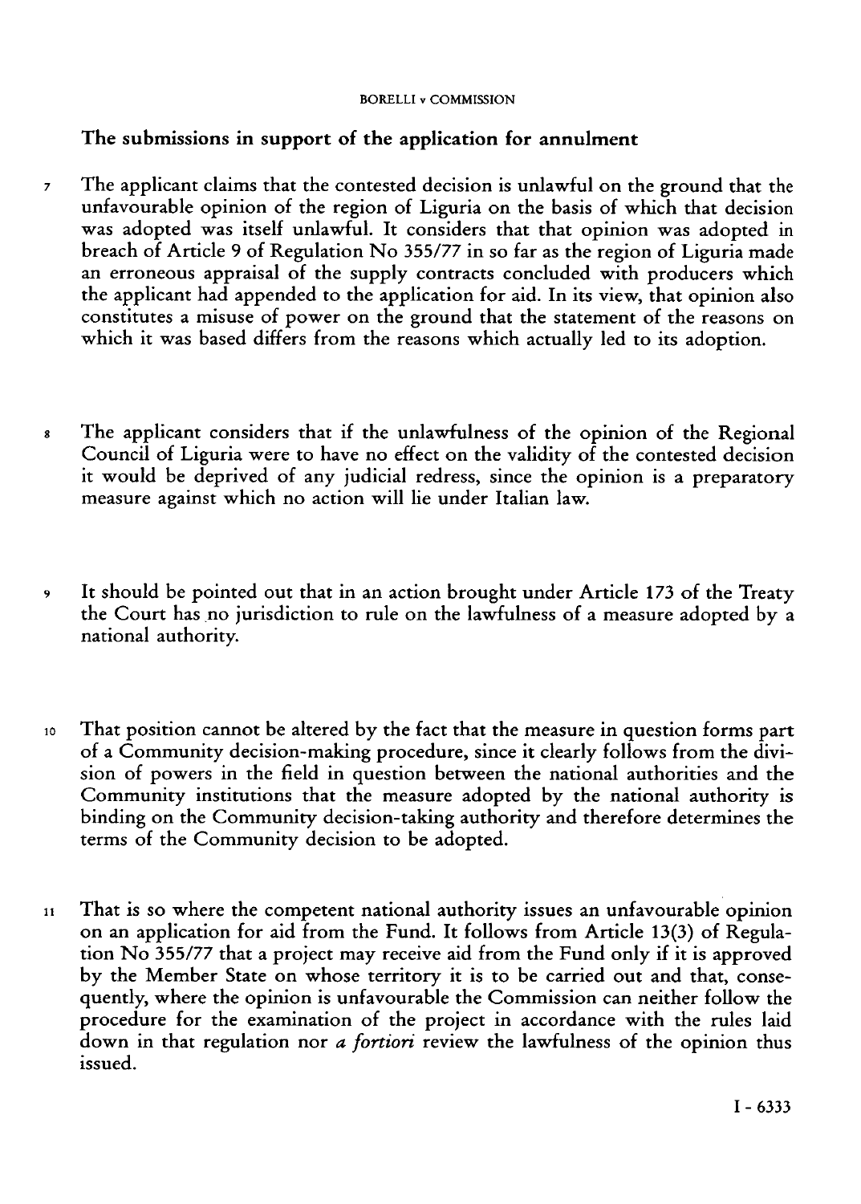## The submissions in support of the application for annulment

7 The applicant claims that the contested decision is unlawful on the ground that the unfavourable opinion of the region of Liguria on the basis of which that decision was adopted was itself unlawful. It considers that that opinion was adopted in breach of Article 9 of Regulation No 355/77 in so far as the region of Liguria made an erroneous appraisal of the supply contracts concluded with producers which the applicant had appended to the application for aid. In its view, that opinion also constitutes a misuse of power on the ground that the statement of the reasons on which it was based differs from the reasons which actually led to its adoption.

8 The applicant considers that if the unlawfulness of the opinion of the Regional Council of Liguria were to have no effect on the validity of the contested decision it would be deprived of any judicial redress, since the opinion is a preparatory measure against which no action will lie under Italian law.

9 It should be pointed out that in an action brought under Article 173 of the Treaty the Court has no jurisdiction to rule on the lawfulness of a measure adopted by a national authority.

10 That position cannot be altered by the fact that the measure in question forms part of a Community decision-making procedure, since it clearly follows from the division of powers in the field in question between the national authorities and the Community institutions that the measure adopted by the national authority is binding on the Community decision-taking authority and therefore determines the terms of the Community decision to be adopted.

11 That is so where the competent national authority issues an unfavourable opinion on an application for aid from the Fund. It follows from Article 13(3) of Regulation No 355/77 that a project may receive aid from the Fund only if it is approved by the Member State on whose territory it is to be carried out and that, consequently, where the opinion is unfavourable the Commission can neither follow the procedure for the examination of the project in accordance with the rules laid down in that regulation nor *a fortiori* review the lawfulness of the opinion thus issued.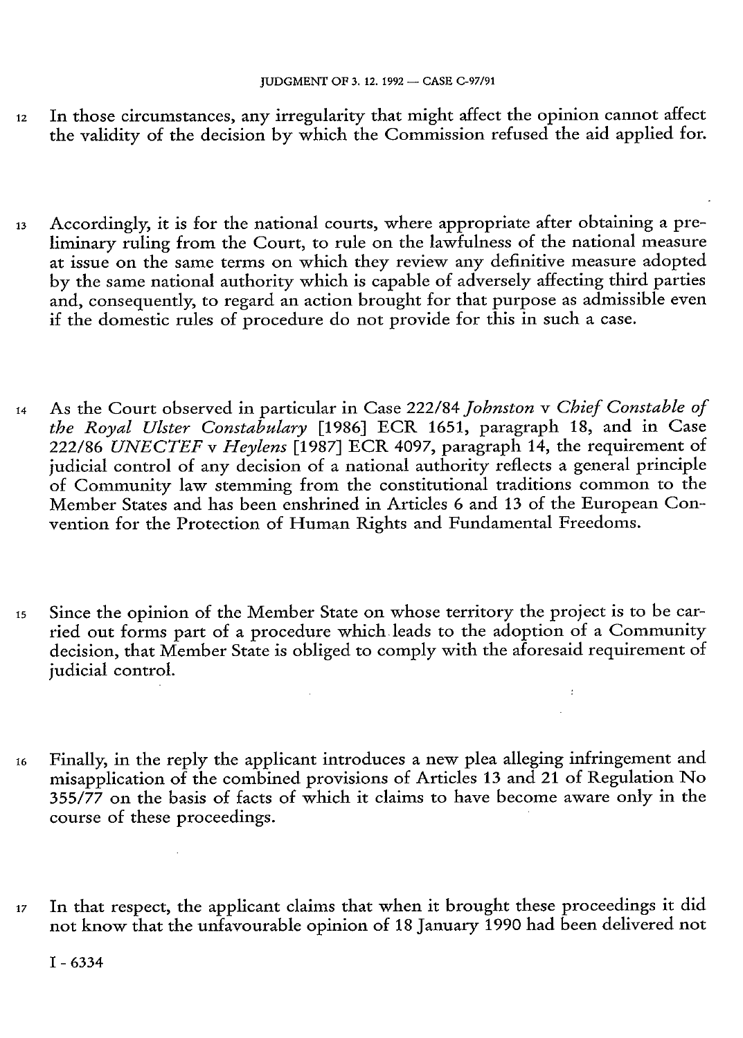12 In those circumstances, any irregularity that might affect the opinion cannot affect the validity of the decision by which the Commission refused the aid applied for.

13 Accordingly, it is for the national courts, where appropriate after obtaining a preliminary ruling from the Court, to rule on the lawfulness of the national measure at issue on the same terms on which they review any definitive measure adopted by the same national authority which is capable of adversely affecting third parties and, consequently, to regard an action brought for that purpose as admissible even if the domestic rules of procedure do not provide for this in such a case.

14 As the Court observed in particular in Case 222/84 *Johnston* v *Chief Constable of the Royal Ulster Constabulary* [1986] ECR 1651, paragraph 18, and in Case 222/86 *UNECTEF* v *Heylens* [1987] ECR 4097, paragraph 14, the requirement of judicial control of any decision of a national authority reflects a general principle of Community law stemming from the constitutional traditions common to the Member States and has been enshrined in Articles 6 and 13 of the European Convention for the Protection of Human Rights and Fundamental Freedoms.

15 Since the opinion of the Member State on whose territory the project is to be carried out forms part of a procedure which leads to the adoption of a Community decision, that Member State is obliged to comply with the aforesaid requirement of judicial control.

16 Finally, in the reply the applicant introduces a new plea alleging infringement and misapplication of the combined provisions of Articles 13 and 21 of Regulation No 355/77 on the basis of facts of which it claims to have become aware only in the course of these proceedings.

17 In that respect, the applicant claims that when it brought these proceedings it did not know that the unfavourable opinion of 18 January 1990 had been delivered not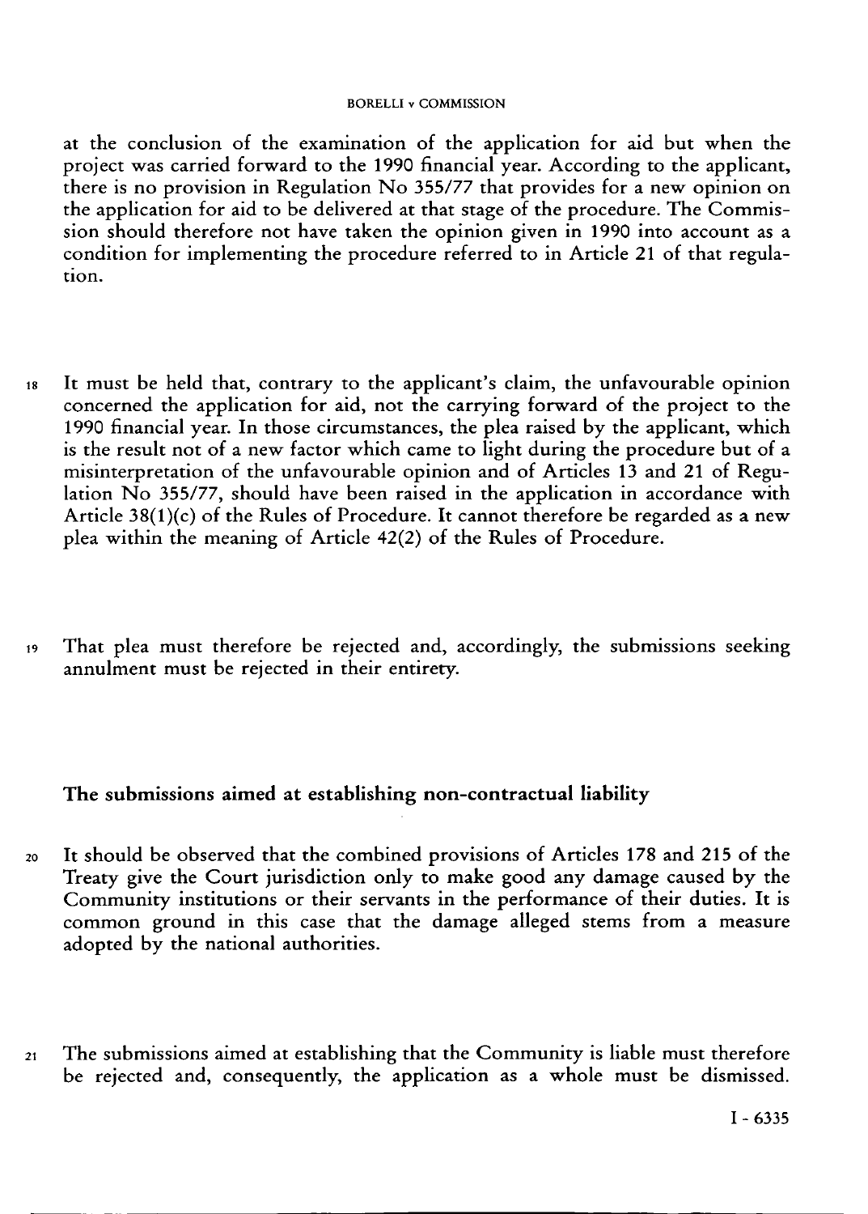at the conclusion of the examination of the application for aid but when the project was carried forward to the 1990 financial year. According to the applicant, there is no provision in Regulation No 355/77 that provides for a new opinion on the application for aid to be delivered at that stage of the procedure. The Commission should therefore not have taken the opinion given in 1990 into account as a condition for implementing the procedure referred to in Article 21 of that regulation.

18 It must be held that, contrary to the applicant's claim, the unfavourable opinion concerned the application for aid, not the carrying forward of the project to the 1990 financial year. In those circumstances, the plea raised by the applicant, which is the result not of a new factor which came to light during the procedure but of a misinterpretation of the unfavourable opinion and of Articles 13 and 21 of Regulation No 355/77, should have been raised in the application in accordance with Article 38(1)(c) of the Rules of Procedure. It cannot therefore be regarded as a new plea within the meaning of Article 42(2) of the Rules of Procedure.

19 That plea must therefore be rejected and, accordingly, the submissions seeking annulment must be rejected in their entirety.

## The submissions aimed at establishing non-contractual liability

20 It should be observed that the combined provisions of Articles 178 and 215 of the Treaty give the Court jurisdiction only to make good any damage caused by the Community institutions or their servants in the performance of their duties. It is common ground in this case that the damage alleged stems from a measure adopted by the national authorities.

21 The submissions aimed at establishing that the Community is liable must therefore be rejected and, consequently, the application as a whole must be dismissed.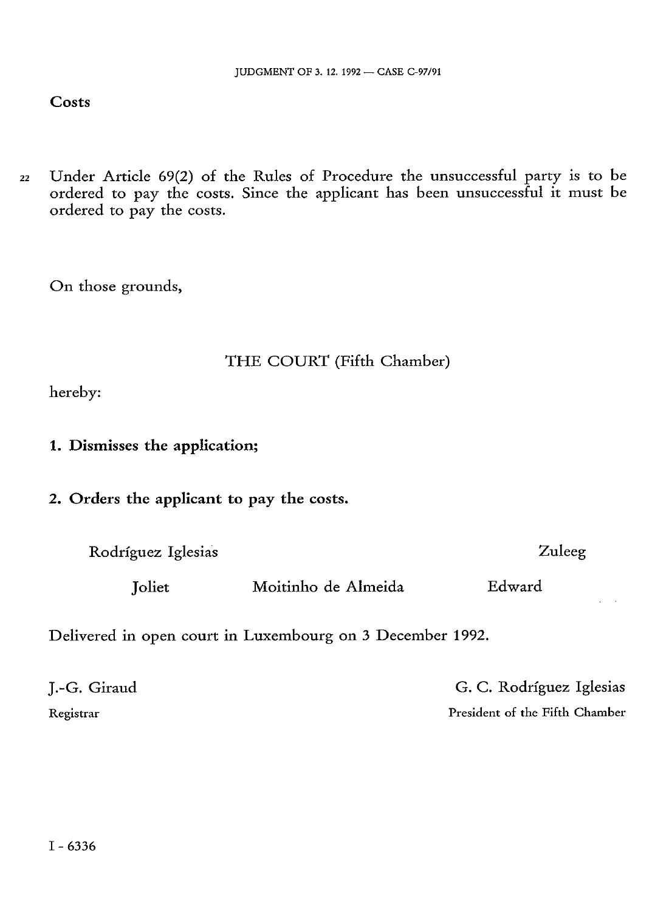## Costs

22 Under Article 69(2) of the Rules of Procedure the unsuccessful party is to be ordered to pay the costs. Since the applicant has been unsuccessful it must be ordered to pay the costs.

On those grounds,

THE COURT (Fifth Chamber)

hereby:

**1. Dismisses the application;**

**2. Orders the applicant to pay the costs.**

Rodríguez Iglesias Zuleeg

Joliet Moitinho de Almeida Edward

Delivered in open court in Luxembourg on 3 December 1992.

J.-G. Giraud
Registrar

G. C. Rodríguez Iglesias
President of the Fifth Chamber